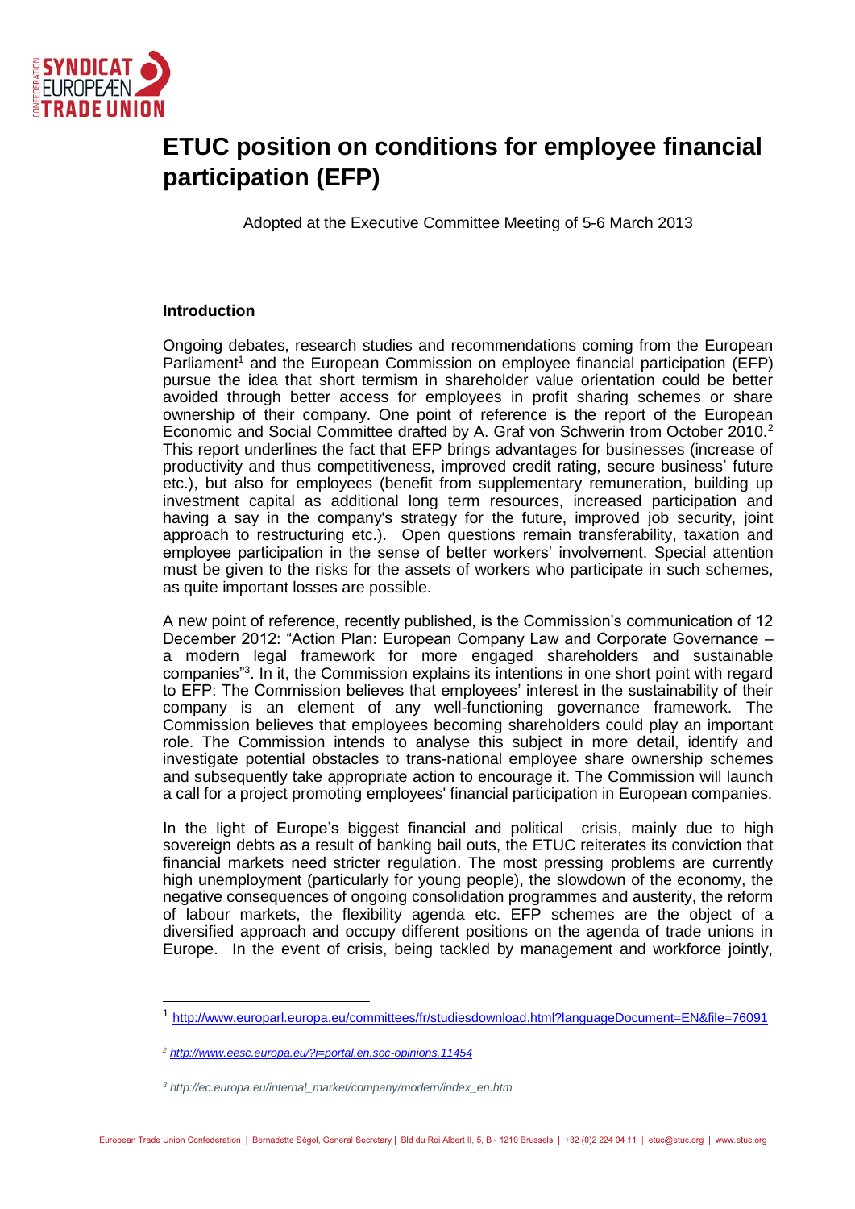# ETUC position on conditions for employee financial participation (EFP)

Adopted at the Executive Committee Meeting of 5-6 March 2013

## Introduction

Ongoing debates, research studies and recommendations coming from the European Parliament[1] and the European Commission on employee financial participation (EFP) pursue the idea that short termism in shareholder value orientation could be better avoided through better access for employees in profit sharing schemes or share ownership of their company. One point of reference is the report of the European Economic and Social Committee drafted by A. Graf von Schwerin from October 2010.[2] This report underlines the fact that EFP brings advantages for businesses (increase of productivity and thus competitiveness, improved credit rating, secure business' future etc.), but also for employees (benefit from supplementary remuneration, building up investment capital as additional long term resources, increased participation and having a say in the company's strategy for the future, improved job security, joint approach to restructuring etc.). Open questions remain transferability, taxation and employee participation in the sense of better workers' involvement. Special attention must be given to the risks for the assets of workers who participate in such schemes, as quite important losses are possible.

A new point of reference, recently published, is the Commission's communication of 12 December 2012: "Action Plan: European Company Law and Corporate Governance – a modern legal framework for more engaged shareholders and sustainable companies"[3]. In it, the Commission explains its intentions in one short point with regard to EFP: The Commission believes that employees' interest in the sustainability of their company is an element of any well-functioning governance framework. The Commission believes that employees becoming shareholders could play an important role. The Commission intends to analyse this subject in more detail, identify and investigate potential obstacles to trans-national employee share ownership schemes and subsequently take appropriate action to encourage it. The Commission will launch a call for a project promoting employees' financial participation in European companies.

In the light of Europe's biggest financial and political crisis, mainly due to high sovereign debts as a result of banking bail outs, the ETUC reiterates its conviction that financial markets need stricter regulation. The most pressing problems are currently high unemployment (particularly for young people), the slowdown of the economy, the negative consequences of ongoing consolidation programmes and austerity, the reform of labour markets, the flexibility agenda etc. EFP schemes are the object of a diversified approach and occupy different positions on the agenda of trade unions in Europe. In the event of crisis, being tackled by management and workforce jointly,

---

[1] http://www.europarl.europa.eu/committees/fr/studiesdownload.html?languageDocument=EN&file=76091

[2] *http://www.eesc.europa.eu/?i=portal.en.soc-opinions.11454*

[3] *http://ec.europa.eu/internal_market/company/modern/index_en.htm*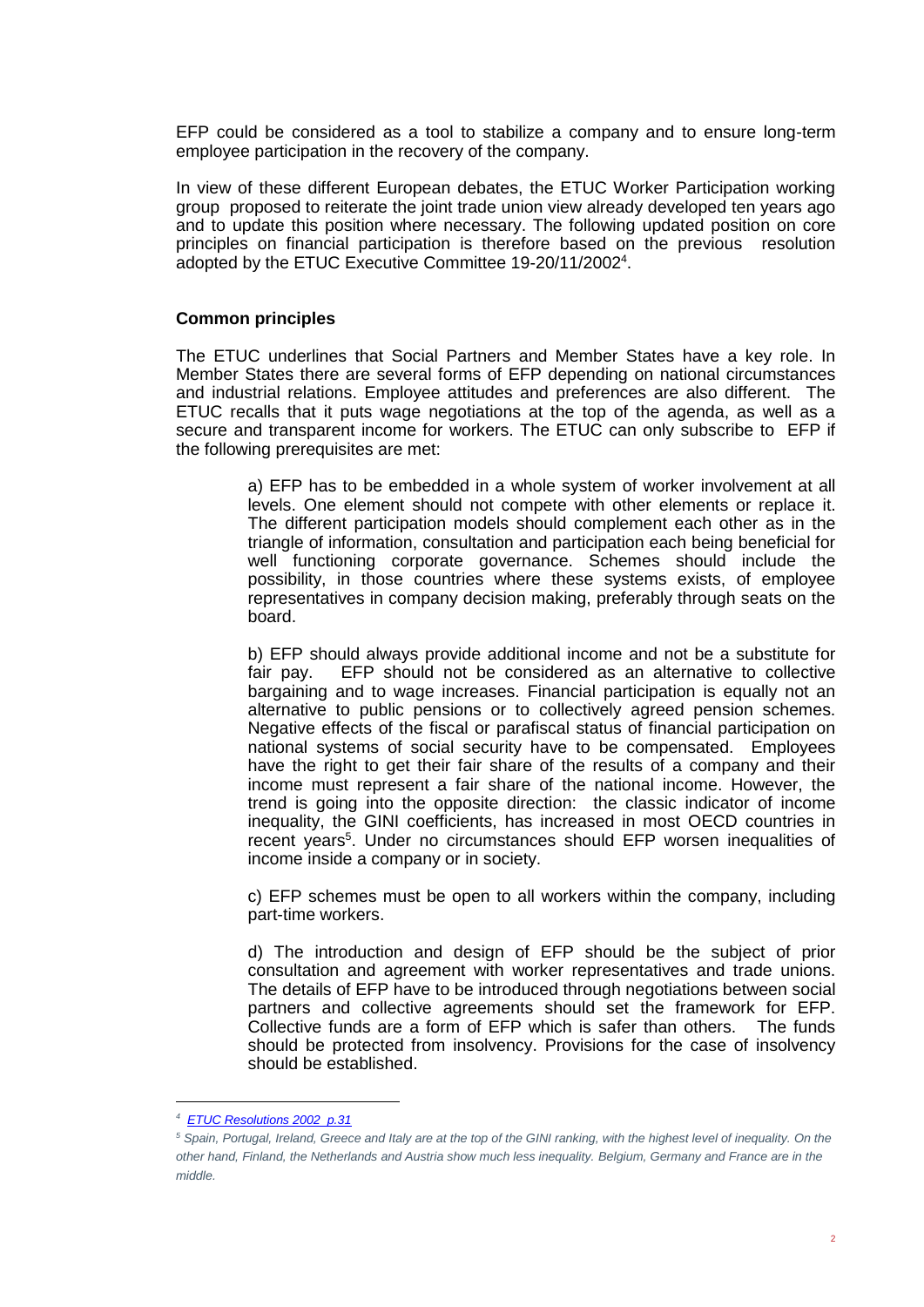EFP could be considered as a tool to stabilize a company and to ensure long-term employee participation in the recovery of the company.

In view of these different European debates, the ETUC Worker Participation working group proposed to reiterate the joint trade union view already developed ten years ago and to update this position where necessary. The following updated position on core principles on financial participation is therefore based on the previous resolution adopted by the ETUC Executive Committee 19-20/11/2002[4].

**Common principles**

The ETUC underlines that Social Partners and Member States have a key role. In Member States there are several forms of EFP depending on national circumstances and industrial relations. Employee attitudes and preferences are also different. The ETUC recalls that it puts wage negotiations at the top of the agenda, as well as a secure and transparent income for workers. The ETUC can only subscribe to EFP if the following prerequisites are met:

a) EFP has to be embedded in a whole system of worker involvement at all levels. One element should not compete with other elements or replace it. The different participation models should complement each other as in the triangle of information, consultation and participation each being beneficial for well functioning corporate governance. Schemes should include the possibility, in those countries where these systems exists, of employee representatives in company decision making, preferably through seats on the board.

b) EFP should always provide additional income and not be a substitute for fair pay. EFP should not be considered as an alternative to collective bargaining and to wage increases. Financial participation is equally not an alternative to public pensions or to collectively agreed pension schemes. Negative effects of the fiscal or parafiscal status of financial participation on national systems of social security have to be compensated. Employees have the right to get their fair share of the results of a company and their income must represent a fair share of the national income. However, the trend is going into the opposite direction: the classic indicator of income inequality, the GINI coefficients, has increased in most OECD countries in recent years[5]. Under no circumstances should EFP worsen inequalities of income inside a company or in society.

c) EFP schemes must be open to all workers within the company, including part-time workers.

d) The introduction and design of EFP should be the subject of prior consultation and agreement with worker representatives and trade unions. The details of EFP have to be introduced through negotiations between social partners and collective agreements should set the framework for EFP. Collective funds are a form of EFP which is safer than others. The funds should be protected from insolvency. Provisions for the case of insolvency should be established.

---

[4] *ETUC Resolutions 2002 p.31*

[5] *Spain, Portugal, Ireland, Greece and Italy are at the top of the GINI ranking, with the highest level of inequality. On the other hand, Finland, the Netherlands and Austria show much less inequality. Belgium, Germany and France are in the middle.*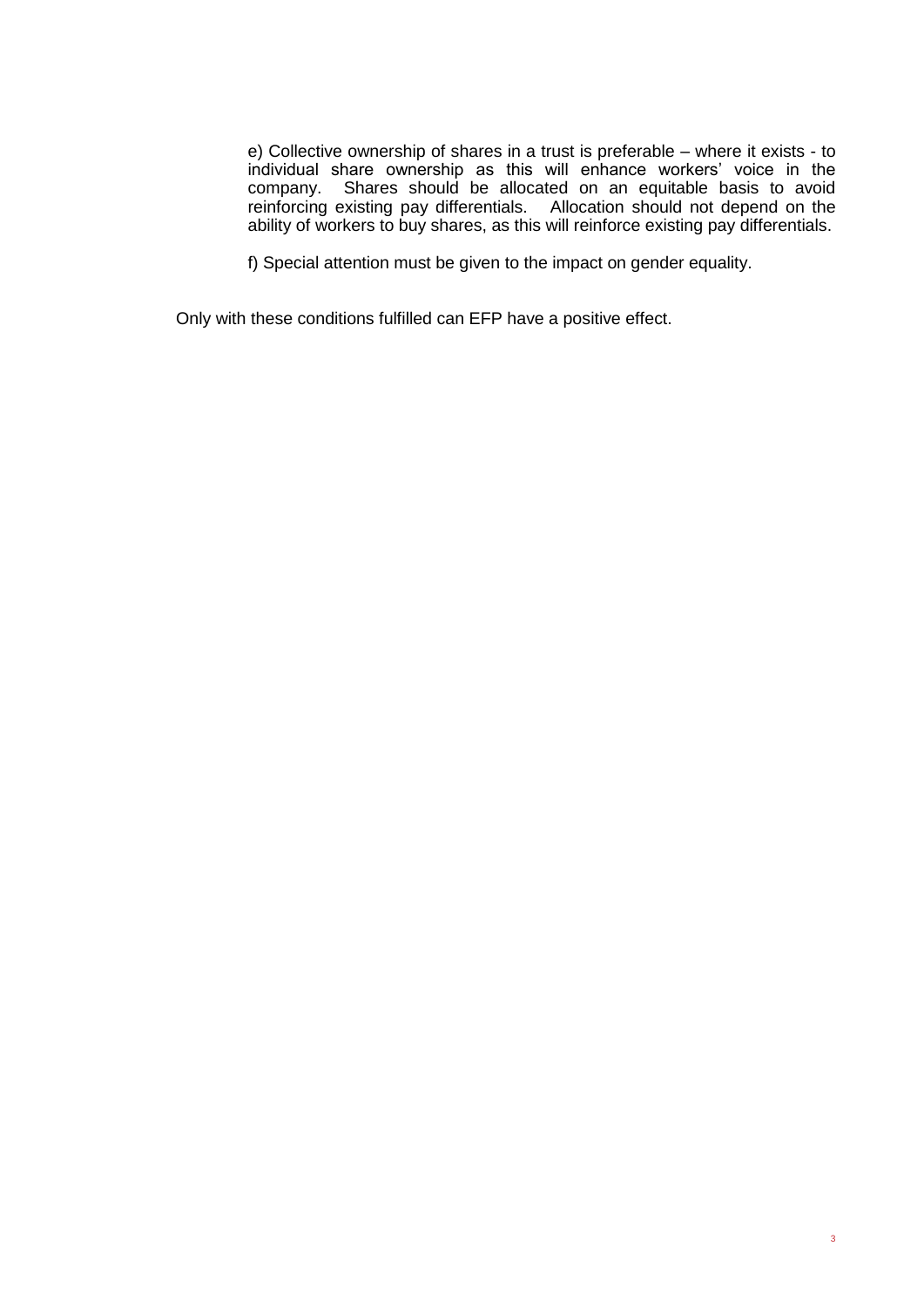e) Collective ownership of shares in a trust is preferable – where it exists - to individual share ownership as this will enhance workers' voice in the company. Shares should be allocated on an equitable basis to avoid reinforcing existing pay differentials. Allocation should not depend on the ability of workers to buy shares, as this will reinforce existing pay differentials.

f) Special attention must be given to the impact on gender equality.

Only with these conditions fulfilled can EFP have a positive effect.